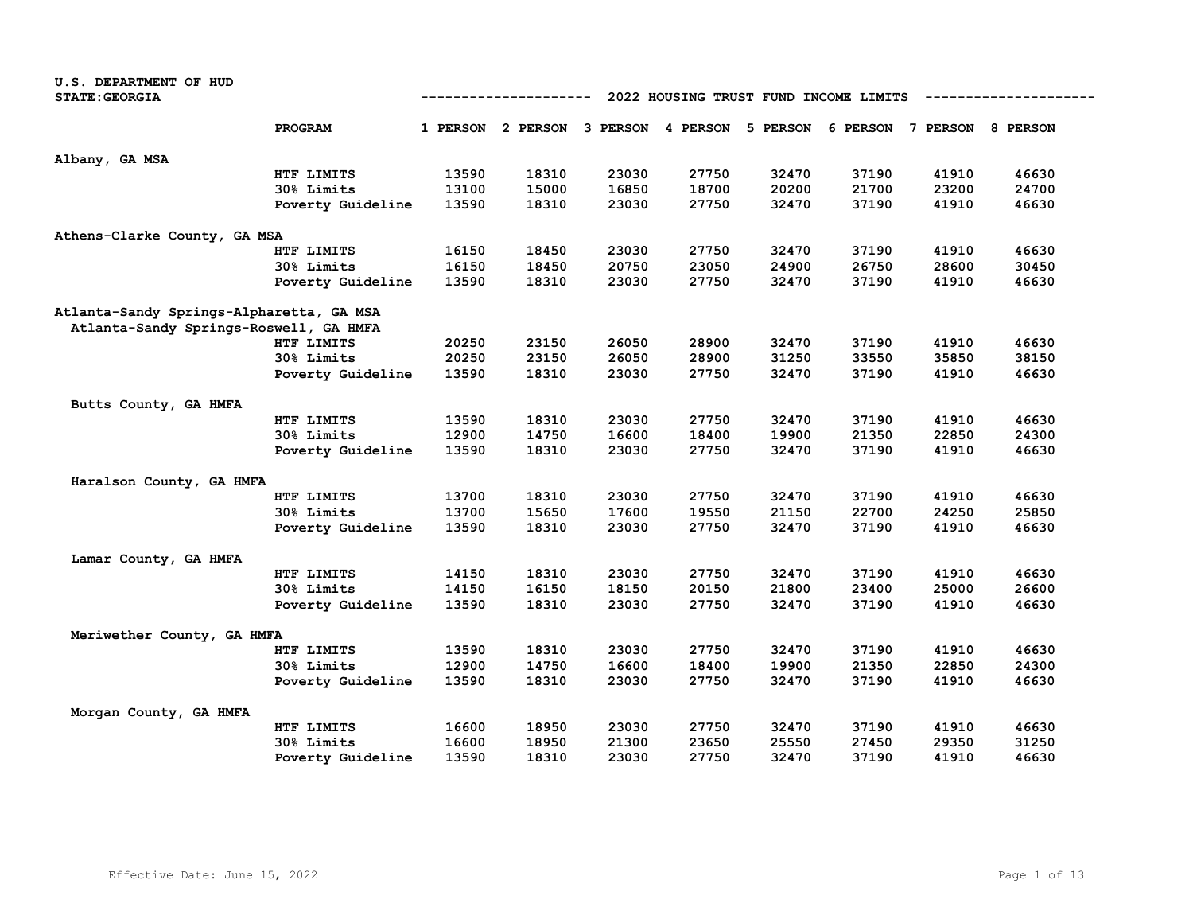U.S. DEPARTMENT OF HUD
STATE:GEORGIA

# 2022 HOUSING TRUST FUND INCOME LIMITS

| | PROGRAM | 1 PERSON | 2 PERSON | 3 PERSON | 4 PERSON | 5 PERSON | 6 PERSON | 7 PERSON | 8 PERSON |
|---|---|---|---|---|---|---|---|---|---|
| Albany, GA MSA | | | | | | | | | |
| | HTF LIMITS | 13590 | 18310 | 23030 | 27750 | 32470 | 37190 | 41910 | 46630 |
| | 30% Limits | 13100 | 15000 | 16850 | 18700 | 20200 | 21700 | 23200 | 24700 |
| | Poverty Guideline | 13590 | 18310 | 23030 | 27750 | 32470 | 37190 | 41910 | 46630 |
| Athens-Clarke County, GA MSA | | | | | | | | | |
| | HTF LIMITS | 16150 | 18450 | 23030 | 27750 | 32470 | 37190 | 41910 | 46630 |
| | 30% Limits | 16150 | 18450 | 20750 | 23050 | 24900 | 26750 | 28600 | 30450 |
| | Poverty Guideline | 13590 | 18310 | 23030 | 27750 | 32470 | 37190 | 41910 | 46630 |
| Atlanta-Sandy Springs-Alpharetta, GA MSA | | | | | | | | | |
| Atlanta-Sandy Springs-Roswell, GA HMFA | | | | | | | | | |
| | HTF LIMITS | 20250 | 23150 | 26050 | 28900 | 32470 | 37190 | 41910 | 46630 |
| | 30% Limits | 20250 | 23150 | 26050 | 28900 | 31250 | 33550 | 35850 | 38150 |
| | Poverty Guideline | 13590 | 18310 | 23030 | 27750 | 32470 | 37190 | 41910 | 46630 |
| Butts County, GA HMFA | | | | | | | | | |
| | HTF LIMITS | 13590 | 18310 | 23030 | 27750 | 32470 | 37190 | 41910 | 46630 |
| | 30% Limits | 12900 | 14750 | 16600 | 18400 | 19900 | 21350 | 22850 | 24300 |
| | Poverty Guideline | 13590 | 18310 | 23030 | 27750 | 32470 | 37190 | 41910 | 46630 |
| Haralson County, GA HMFA | | | | | | | | | |
| | HTF LIMITS | 13700 | 18310 | 23030 | 27750 | 32470 | 37190 | 41910 | 46630 |
| | 30% Limits | 13700 | 15650 | 17600 | 19550 | 21150 | 22700 | 24250 | 25850 |
| | Poverty Guideline | 13590 | 18310 | 23030 | 27750 | 32470 | 37190 | 41910 | 46630 |
| Lamar County, GA HMFA | | | | | | | | | |
| | HTF LIMITS | 14150 | 18310 | 23030 | 27750 | 32470 | 37190 | 41910 | 46630 |
| | 30% Limits | 14150 | 16150 | 18150 | 20150 | 21800 | 23400 | 25000 | 26600 |
| | Poverty Guideline | 13590 | 18310 | 23030 | 27750 | 32470 | 37190 | 41910 | 46630 |
| Meriwether County, GA HMFA | | | | | | | | | |
| | HTF LIMITS | 13590 | 18310 | 23030 | 27750 | 32470 | 37190 | 41910 | 46630 |
| | 30% Limits | 12900 | 14750 | 16600 | 18400 | 19900 | 21350 | 22850 | 24300 |
| | Poverty Guideline | 13590 | 18310 | 23030 | 27750 | 32470 | 37190 | 41910 | 46630 |
| Morgan County, GA HMFA | | | | | | | | | |
| | HTF LIMITS | 16600 | 18950 | 23030 | 27750 | 32470 | 37190 | 41910 | 46630 |
| | 30% Limits | 16600 | 18950 | 21300 | 23650 | 25550 | 27450 | 29350 | 31250 |
| | Poverty Guideline | 13590 | 18310 | 23030 | 27750 | 32470 | 37190 | 41910 | 46630 |

Effective Date: June 15, 2022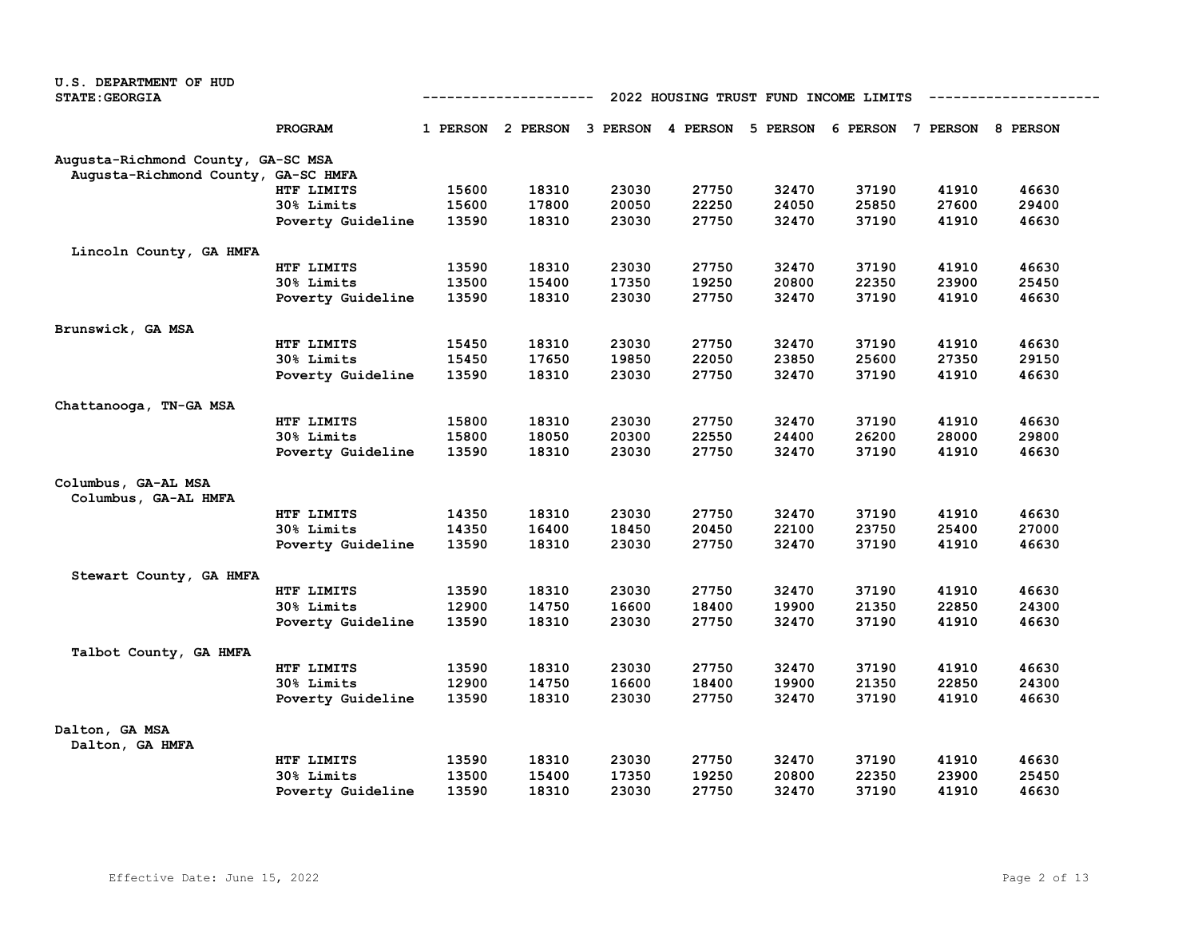U.S. DEPARTMENT OF HUD
STATE:GEORGIA

## 2022 HOUSING TRUST FUND INCOME LIMITS

| | PROGRAM | 1 PERSON | 2 PERSON | 3 PERSON | 4 PERSON | 5 PERSON | 6 PERSON | 7 PERSON | 8 PERSON |
|---|---|---|---|---|---|---|---|---|---|
| **Augusta-Richmond County, GA-SC MSA** | | | | | | | | | |
| Augusta-Richmond County, GA-SC HMFA | | | | | | | | | |
| | HTF LIMITS | 15600 | 18310 | 23030 | 27750 | 32470 | 37190 | 41910 | 46630 |
| | 30% Limits | 15600 | 17800 | 20050 | 22250 | 24050 | 25850 | 27600 | 29400 |
| | Poverty Guideline | 13590 | 18310 | 23030 | 27750 | 32470 | 37190 | 41910 | 46630 |
| Lincoln County, GA HMFA | | | | | | | | | |
| | HTF LIMITS | 13590 | 18310 | 23030 | 27750 | 32470 | 37190 | 41910 | 46630 |
| | 30% Limits | 13500 | 15400 | 17350 | 19250 | 20800 | 22350 | 23900 | 25450 |
| | Poverty Guideline | 13590 | 18310 | 23030 | 27750 | 32470 | 37190 | 41910 | 46630 |
| **Brunswick, GA MSA** | | | | | | | | | |
| | HTF LIMITS | 15450 | 18310 | 23030 | 27750 | 32470 | 37190 | 41910 | 46630 |
| | 30% Limits | 15450 | 17650 | 19850 | 22050 | 23850 | 25600 | 27350 | 29150 |
| | Poverty Guideline | 13590 | 18310 | 23030 | 27750 | 32470 | 37190 | 41910 | 46630 |
| **Chattanooga, TN-GA MSA** | | | | | | | | | |
| | HTF LIMITS | 15800 | 18310 | 23030 | 27750 | 32470 | 37190 | 41910 | 46630 |
| | 30% Limits | 15800 | 18050 | 20300 | 22550 | 24400 | 26200 | 28000 | 29800 |
| | Poverty Guideline | 13590 | 18310 | 23030 | 27750 | 32470 | 37190 | 41910 | 46630 |
| **Columbus, GA-AL MSA** | | | | | | | | | |
| Columbus, GA-AL HMFA | | | | | | | | | |
| | HTF LIMITS | 14350 | 18310 | 23030 | 27750 | 32470 | 37190 | 41910 | 46630 |
| | 30% Limits | 14350 | 16400 | 18450 | 20450 | 22100 | 23750 | 25400 | 27000 |
| | Poverty Guideline | 13590 | 18310 | 23030 | 27750 | 32470 | 37190 | 41910 | 46630 |
| Stewart County, GA HMFA | | | | | | | | | |
| | HTF LIMITS | 13590 | 18310 | 23030 | 27750 | 32470 | 37190 | 41910 | 46630 |
| | 30% Limits | 12900 | 14750 | 16600 | 18400 | 19900 | 21350 | 22850 | 24300 |
| | Poverty Guideline | 13590 | 18310 | 23030 | 27750 | 32470 | 37190 | 41910 | 46630 |
| Talbot County, GA HMFA | | | | | | | | | |
| | HTF LIMITS | 13590 | 18310 | 23030 | 27750 | 32470 | 37190 | 41910 | 46630 |
| | 30% Limits | 12900 | 14750 | 16600 | 18400 | 19900 | 21350 | 22850 | 24300 |
| | Poverty Guideline | 13590 | 18310 | 23030 | 27750 | 32470 | 37190 | 41910 | 46630 |
| **Dalton, GA MSA** | | | | | | | | | |
| Dalton, GA HMFA | | | | | | | | | |
| | HTF LIMITS | 13590 | 18310 | 23030 | 27750 | 32470 | 37190 | 41910 | 46630 |
| | 30% Limits | 13500 | 15400 | 17350 | 19250 | 20800 | 22350 | 23900 | 25450 |
| | Poverty Guideline | 13590 | 18310 | 23030 | 27750 | 32470 | 37190 | 41910 | 46630 |

Effective Date: June 15, 2022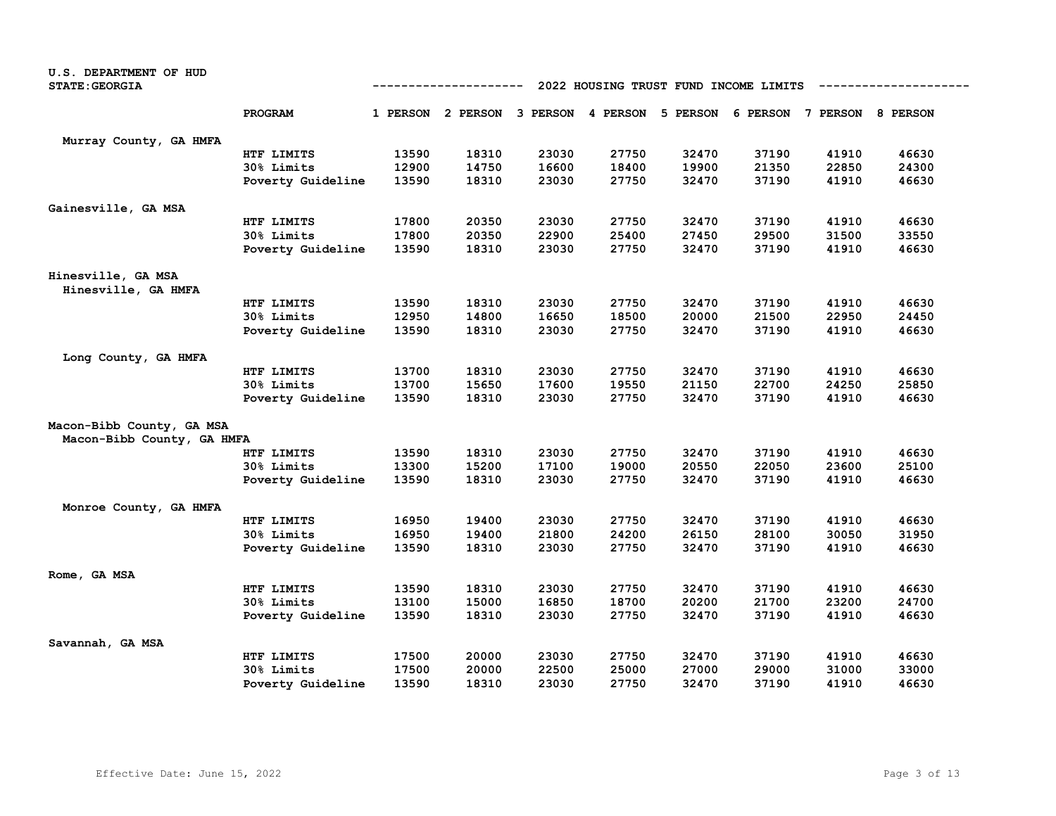U.S. DEPARTMENT OF HUD
STATE:GEORGIA

## 2022 HOUSING TRUST FUND INCOME LIMITS

| | PROGRAM | 1 PERSON | 2 PERSON | 3 PERSON | 4 PERSON | 5 PERSON | 6 PERSON | 7 PERSON | 8 PERSON |
|---|---|---|---|---|---|---|---|---|---|
| Murray County, GA HMFA | | | | | | | | | |
| | HTF LIMITS | 13590 | 18310 | 23030 | 27750 | 32470 | 37190 | 41910 | 46630 |
| | 30% Limits | 12900 | 14750 | 16600 | 18400 | 19900 | 21350 | 22850 | 24300 |
| | Poverty Guideline | 13590 | 18310 | 23030 | 27750 | 32470 | 37190 | 41910 | 46630 |
| Gainesville, GA MSA | | | | | | | | | |
| | HTF LIMITS | 17800 | 20350 | 23030 | 27750 | 32470 | 37190 | 41910 | 46630 |
| | 30% Limits | 17800 | 20350 | 22900 | 25400 | 27450 | 29500 | 31500 | 33550 |
| | Poverty Guideline | 13590 | 18310 | 23030 | 27750 | 32470 | 37190 | 41910 | 46630 |
| Hinesville, GA MSA | | | | | | | | | |
| Hinesville, GA HMFA | | | | | | | | | |
| | HTF LIMITS | 13590 | 18310 | 23030 | 27750 | 32470 | 37190 | 41910 | 46630 |
| | 30% Limits | 12950 | 14800 | 16650 | 18500 | 20000 | 21500 | 22950 | 24450 |
| | Poverty Guideline | 13590 | 18310 | 23030 | 27750 | 32470 | 37190 | 41910 | 46630 |
| Long County, GA HMFA | | | | | | | | | |
| | HTF LIMITS | 13700 | 18310 | 23030 | 27750 | 32470 | 37190 | 41910 | 46630 |
| | 30% Limits | 13700 | 15650 | 17600 | 19550 | 21150 | 22700 | 24250 | 25850 |
| | Poverty Guideline | 13590 | 18310 | 23030 | 27750 | 32470 | 37190 | 41910 | 46630 |
| Macon-Bibb County, GA MSA | | | | | | | | | |
| Macon-Bibb County, GA HMFA | | | | | | | | | |
| | HTF LIMITS | 13590 | 18310 | 23030 | 27750 | 32470 | 37190 | 41910 | 46630 |
| | 30% Limits | 13300 | 15200 | 17100 | 19000 | 20550 | 22050 | 23600 | 25100 |
| | Poverty Guideline | 13590 | 18310 | 23030 | 27750 | 32470 | 37190 | 41910 | 46630 |
| Monroe County, GA HMFA | | | | | | | | | |
| | HTF LIMITS | 16950 | 19400 | 23030 | 27750 | 32470 | 37190 | 41910 | 46630 |
| | 30% Limits | 16950 | 19400 | 21800 | 24200 | 26150 | 28100 | 30050 | 31950 |
| | Poverty Guideline | 13590 | 18310 | 23030 | 27750 | 32470 | 37190 | 41910 | 46630 |
| Rome, GA MSA | | | | | | | | | |
| | HTF LIMITS | 13590 | 18310 | 23030 | 27750 | 32470 | 37190 | 41910 | 46630 |
| | 30% Limits | 13100 | 15000 | 16850 | 18700 | 20200 | 21700 | 23200 | 24700 |
| | Poverty Guideline | 13590 | 18310 | 23030 | 27750 | 32470 | 37190 | 41910 | 46630 |
| Savannah, GA MSA | | | | | | | | | |
| | HTF LIMITS | 17500 | 20000 | 23030 | 27750 | 32470 | 37190 | 41910 | 46630 |
| | 30% Limits | 17500 | 20000 | 22500 | 25000 | 27000 | 29000 | 31000 | 33000 |
| | Poverty Guideline | 13590 | 18310 | 23030 | 27750 | 32470 | 37190 | 41910 | 46630 |

Effective Date: June 15, 2022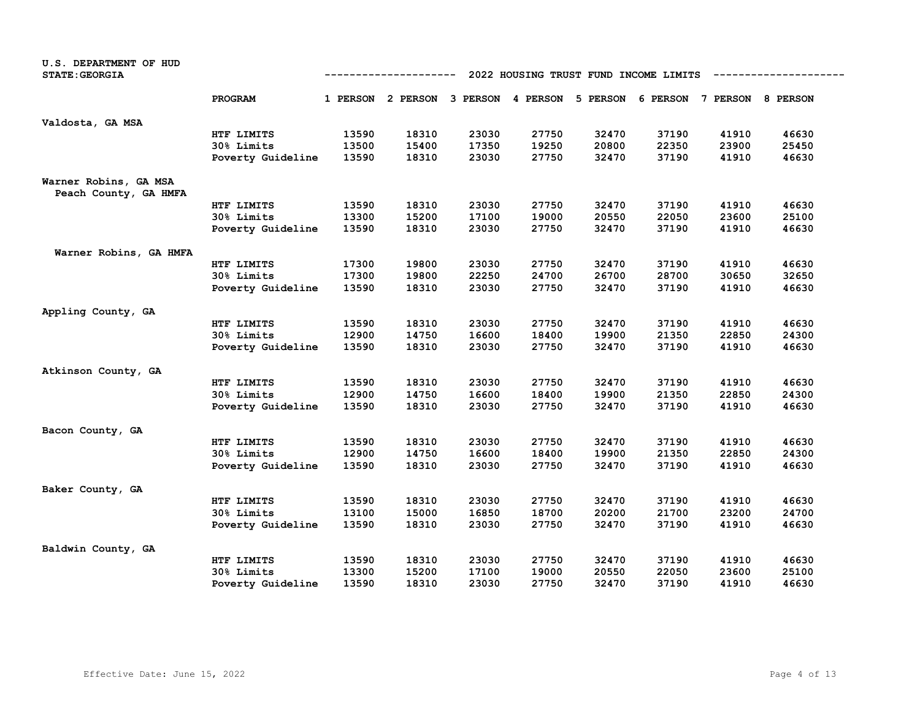U.S. DEPARTMENT OF HUD
STATE:GEORGIA

## 2022 HOUSING TRUST FUND INCOME LIMITS

| | PROGRAM | 1 PERSON | 2 PERSON | 3 PERSON | 4 PERSON | 5 PERSON | 6 PERSON | 7 PERSON | 8 PERSON |
|---|---|---|---|---|---|---|---|---|---|
| **Valdosta, GA MSA** | | | | | | | | | |
| | HTF LIMITS | 13590 | 18310 | 23030 | 27750 | 32470 | 37190 | 41910 | 46630 |
| | 30% Limits | 13500 | 15400 | 17350 | 19250 | 20800 | 22350 | 23900 | 25450 |
| | Poverty Guideline | 13590 | 18310 | 23030 | 27750 | 32470 | 37190 | 41910 | 46630 |
| **Warner Robins, GA MSA** | | | | | | | | | |
| **Peach County, GA HMFA** | | | | | | | | | |
| | HTF LIMITS | 13590 | 18310 | 23030 | 27750 | 32470 | 37190 | 41910 | 46630 |
| | 30% Limits | 13300 | 15200 | 17100 | 19000 | 20550 | 22050 | 23600 | 25100 |
| | Poverty Guideline | 13590 | 18310 | 23030 | 27750 | 32470 | 37190 | 41910 | 46630 |
| **Warner Robins, GA HMFA** | | | | | | | | | |
| | HTF LIMITS | 17300 | 19800 | 23030 | 27750 | 32470 | 37190 | 41910 | 46630 |
| | 30% Limits | 17300 | 19800 | 22250 | 24700 | 26700 | 28700 | 30650 | 32650 |
| | Poverty Guideline | 13590 | 18310 | 23030 | 27750 | 32470 | 37190 | 41910 | 46630 |
| **Appling County, GA** | | | | | | | | | |
| | HTF LIMITS | 13590 | 18310 | 23030 | 27750 | 32470 | 37190 | 41910 | 46630 |
| | 30% Limits | 12900 | 14750 | 16600 | 18400 | 19900 | 21350 | 22850 | 24300 |
| | Poverty Guideline | 13590 | 18310 | 23030 | 27750 | 32470 | 37190 | 41910 | 46630 |
| **Atkinson County, GA** | | | | | | | | | |
| | HTF LIMITS | 13590 | 18310 | 23030 | 27750 | 32470 | 37190 | 41910 | 46630 |
| | 30% Limits | 12900 | 14750 | 16600 | 18400 | 19900 | 21350 | 22850 | 24300 |
| | Poverty Guideline | 13590 | 18310 | 23030 | 27750 | 32470 | 37190 | 41910 | 46630 |
| **Bacon County, GA** | | | | | | | | | |
| | HTF LIMITS | 13590 | 18310 | 23030 | 27750 | 32470 | 37190 | 41910 | 46630 |
| | 30% Limits | 12900 | 14750 | 16600 | 18400 | 19900 | 21350 | 22850 | 24300 |
| | Poverty Guideline | 13590 | 18310 | 23030 | 27750 | 32470 | 37190 | 41910 | 46630 |
| **Baker County, GA** | | | | | | | | | |
| | HTF LIMITS | 13590 | 18310 | 23030 | 27750 | 32470 | 37190 | 41910 | 46630 |
| | 30% Limits | 13100 | 15000 | 16850 | 18700 | 20200 | 21700 | 23200 | 24700 |
| | Poverty Guideline | 13590 | 18310 | 23030 | 27750 | 32470 | 37190 | 41910 | 46630 |
| **Baldwin County, GA** | | | | | | | | | |
| | HTF LIMITS | 13590 | 18310 | 23030 | 27750 | 32470 | 37190 | 41910 | 46630 |
| | 30% Limits | 13300 | 15200 | 17100 | 19000 | 20550 | 22050 | 23600 | 25100 |
| | Poverty Guideline | 13590 | 18310 | 23030 | 27750 | 32470 | 37190 | 41910 | 46630 |

Effective Date: June 15, 2022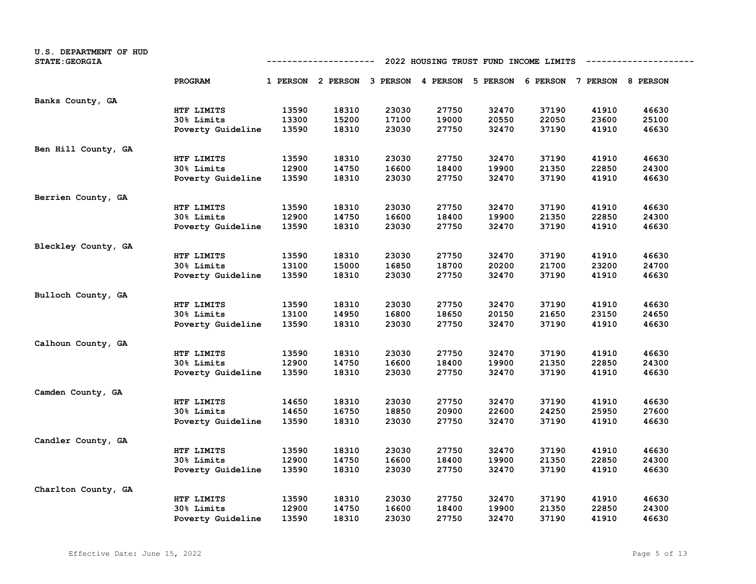U.S. DEPARTMENT OF HUD
STATE:GEORGIA

# 2022 HOUSING TRUST FUND INCOME LIMITS

| | PROGRAM | 1 PERSON | 2 PERSON | 3 PERSON | 4 PERSON | 5 PERSON | 6 PERSON | 7 PERSON | 8 PERSON |
|---|---|---|---|---|---|---|---|---|---|
| Banks County, GA | | | | | | | | | |
| | HTF LIMITS | 13590 | 18310 | 23030 | 27750 | 32470 | 37190 | 41910 | 46630 |
| | 30% Limits | 13300 | 15200 | 17100 | 19000 | 20550 | 22050 | 23600 | 25100 |
| | Poverty Guideline | 13590 | 18310 | 23030 | 27750 | 32470 | 37190 | 41910 | 46630 |
| Ben Hill County, GA | | | | | | | | | |
| | HTF LIMITS | 13590 | 18310 | 23030 | 27750 | 32470 | 37190 | 41910 | 46630 |
| | 30% Limits | 12900 | 14750 | 16600 | 18400 | 19900 | 21350 | 22850 | 24300 |
| | Poverty Guideline | 13590 | 18310 | 23030 | 27750 | 32470 | 37190 | 41910 | 46630 |
| Berrien County, GA | | | | | | | | | |
| | HTF LIMITS | 13590 | 18310 | 23030 | 27750 | 32470 | 37190 | 41910 | 46630 |
| | 30% Limits | 12900 | 14750 | 16600 | 18400 | 19900 | 21350 | 22850 | 24300 |
| | Poverty Guideline | 13590 | 18310 | 23030 | 27750 | 32470 | 37190 | 41910 | 46630 |
| Bleckley County, GA | | | | | | | | | |
| | HTF LIMITS | 13590 | 18310 | 23030 | 27750 | 32470 | 37190 | 41910 | 46630 |
| | 30% Limits | 13100 | 15000 | 16850 | 18700 | 20200 | 21700 | 23200 | 24700 |
| | Poverty Guideline | 13590 | 18310 | 23030 | 27750 | 32470 | 37190 | 41910 | 46630 |
| Bulloch County, GA | | | | | | | | | |
| | HTF LIMITS | 13590 | 18310 | 23030 | 27750 | 32470 | 37190 | 41910 | 46630 |
| | 30% Limits | 13100 | 14950 | 16800 | 18650 | 20150 | 21650 | 23150 | 24650 |
| | Poverty Guideline | 13590 | 18310 | 23030 | 27750 | 32470 | 37190 | 41910 | 46630 |
| Calhoun County, GA | | | | | | | | | |
| | HTF LIMITS | 13590 | 18310 | 23030 | 27750 | 32470 | 37190 | 41910 | 46630 |
| | 30% Limits | 12900 | 14750 | 16600 | 18400 | 19900 | 21350 | 22850 | 24300 |
| | Poverty Guideline | 13590 | 18310 | 23030 | 27750 | 32470 | 37190 | 41910 | 46630 |
| Camden County, GA | | | | | | | | | |
| | HTF LIMITS | 14650 | 18310 | 23030 | 27750 | 32470 | 37190 | 41910 | 46630 |
| | 30% Limits | 14650 | 16750 | 18850 | 20900 | 22600 | 24250 | 25950 | 27600 |
| | Poverty Guideline | 13590 | 18310 | 23030 | 27750 | 32470 | 37190 | 41910 | 46630 |
| Candler County, GA | | | | | | | | | |
| | HTF LIMITS | 13590 | 18310 | 23030 | 27750 | 32470 | 37190 | 41910 | 46630 |
| | 30% Limits | 12900 | 14750 | 16600 | 18400 | 19900 | 21350 | 22850 | 24300 |
| | Poverty Guideline | 13590 | 18310 | 23030 | 27750 | 32470 | 37190 | 41910 | 46630 |
| Charlton County, GA | | | | | | | | | |
| | HTF LIMITS | 13590 | 18310 | 23030 | 27750 | 32470 | 37190 | 41910 | 46630 |
| | 30% Limits | 12900 | 14750 | 16600 | 18400 | 19900 | 21350 | 22850 | 24300 |
| | Poverty Guideline | 13590 | 18310 | 23030 | 27750 | 32470 | 37190 | 41910 | 46630 |

Effective Date: June 15, 2022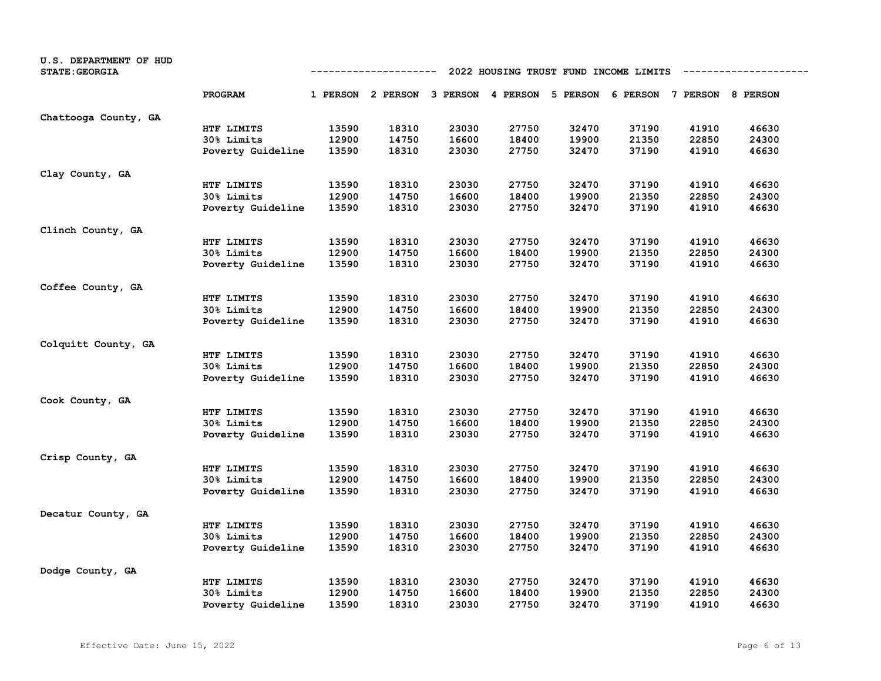U.S. DEPARTMENT OF HUD
STATE:GEORGIA

## 2022 HOUSING TRUST FUND INCOME LIMITS

| | PROGRAM | 1 PERSON | 2 PERSON | 3 PERSON | 4 PERSON | 5 PERSON | 6 PERSON | 7 PERSON | 8 PERSON |
|---|---|---|---|---|---|---|---|---|---|
| Chattooga County, GA | | | | | | | | | |
| | HTF LIMITS | 13590 | 18310 | 23030 | 27750 | 32470 | 37190 | 41910 | 46630 |
| | 30% Limits | 12900 | 14750 | 16600 | 18400 | 19900 | 21350 | 22850 | 24300 |
| | Poverty Guideline | 13590 | 18310 | 23030 | 27750 | 32470 | 37190 | 41910 | 46630 |
| Clay County, GA | | | | | | | | | |
| | HTF LIMITS | 13590 | 18310 | 23030 | 27750 | 32470 | 37190 | 41910 | 46630 |
| | 30% Limits | 12900 | 14750 | 16600 | 18400 | 19900 | 21350 | 22850 | 24300 |
| | Poverty Guideline | 13590 | 18310 | 23030 | 27750 | 32470 | 37190 | 41910 | 46630 |
| Clinch County, GA | | | | | | | | | |
| | HTF LIMITS | 13590 | 18310 | 23030 | 27750 | 32470 | 37190 | 41910 | 46630 |
| | 30% Limits | 12900 | 14750 | 16600 | 18400 | 19900 | 21350 | 22850 | 24300 |
| | Poverty Guideline | 13590 | 18310 | 23030 | 27750 | 32470 | 37190 | 41910 | 46630 |
| Coffee County, GA | | | | | | | | | |
| | HTF LIMITS | 13590 | 18310 | 23030 | 27750 | 32470 | 37190 | 41910 | 46630 |
| | 30% Limits | 12900 | 14750 | 16600 | 18400 | 19900 | 21350 | 22850 | 24300 |
| | Poverty Guideline | 13590 | 18310 | 23030 | 27750 | 32470 | 37190 | 41910 | 46630 |
| Colquitt County, GA | | | | | | | | | |
| | HTF LIMITS | 13590 | 18310 | 23030 | 27750 | 32470 | 37190 | 41910 | 46630 |
| | 30% Limits | 12900 | 14750 | 16600 | 18400 | 19900 | 21350 | 22850 | 24300 |
| | Poverty Guideline | 13590 | 18310 | 23030 | 27750 | 32470 | 37190 | 41910 | 46630 |
| Cook County, GA | | | | | | | | | |
| | HTF LIMITS | 13590 | 18310 | 23030 | 27750 | 32470 | 37190 | 41910 | 46630 |
| | 30% Limits | 12900 | 14750 | 16600 | 18400 | 19900 | 21350 | 22850 | 24300 |
| | Poverty Guideline | 13590 | 18310 | 23030 | 27750 | 32470 | 37190 | 41910 | 46630 |
| Crisp County, GA | | | | | | | | | |
| | HTF LIMITS | 13590 | 18310 | 23030 | 27750 | 32470 | 37190 | 41910 | 46630 |
| | 30% Limits | 12900 | 14750 | 16600 | 18400 | 19900 | 21350 | 22850 | 24300 |
| | Poverty Guideline | 13590 | 18310 | 23030 | 27750 | 32470 | 37190 | 41910 | 46630 |
| Decatur County, GA | | | | | | | | | |
| | HTF LIMITS | 13590 | 18310 | 23030 | 27750 | 32470 | 37190 | 41910 | 46630 |
| | 30% Limits | 12900 | 14750 | 16600 | 18400 | 19900 | 21350 | 22850 | 24300 |
| | Poverty Guideline | 13590 | 18310 | 23030 | 27750 | 32470 | 37190 | 41910 | 46630 |
| Dodge County, GA | | | | | | | | | |
| | HTF LIMITS | 13590 | 18310 | 23030 | 27750 | 32470 | 37190 | 41910 | 46630 |
| | 30% Limits | 12900 | 14750 | 16600 | 18400 | 19900 | 21350 | 22850 | 24300 |
| | Poverty Guideline | 13590 | 18310 | 23030 | 27750 | 32470 | 37190 | 41910 | 46630 |

Effective Date: June 15, 2022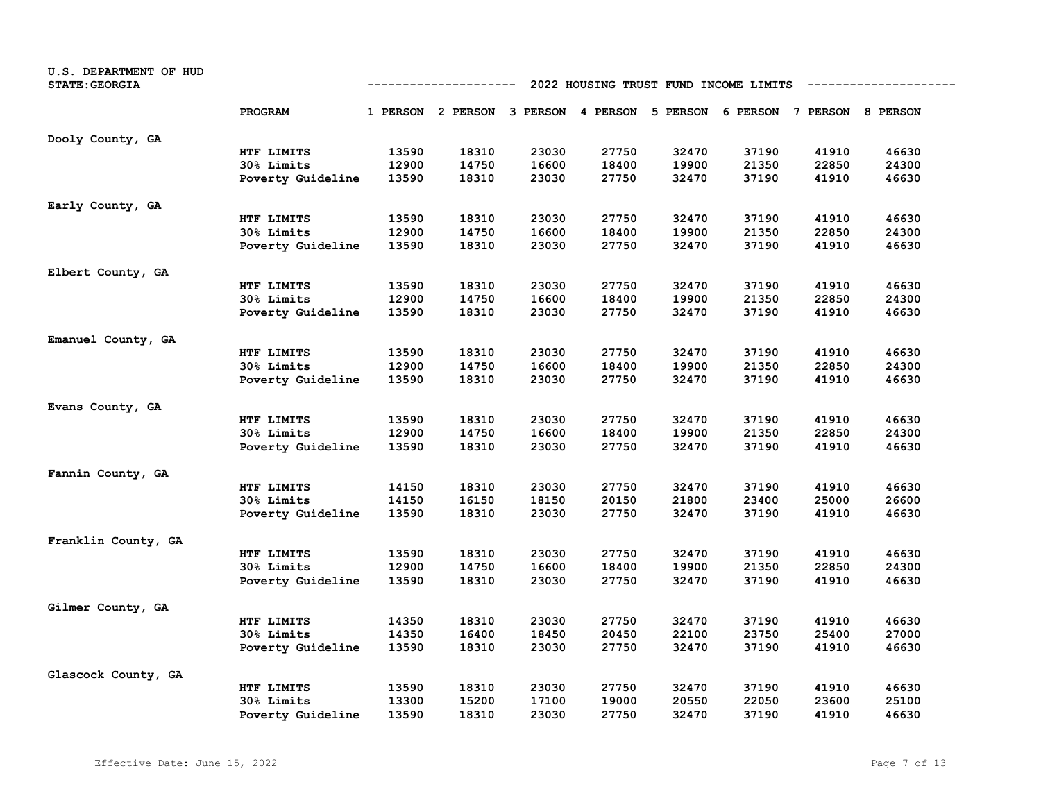U.S. DEPARTMENT OF HUD
STATE:GEORGIA

## 2022 HOUSING TRUST FUND INCOME LIMITS

| | PROGRAM | 1 PERSON | 2 PERSON | 3 PERSON | 4 PERSON | 5 PERSON | 6 PERSON | 7 PERSON | 8 PERSON |
|---|---|---|---|---|---|---|---|---|---|
| Dooly County, GA | | | | | | | | | |
| | HTF LIMITS | 13590 | 18310 | 23030 | 27750 | 32470 | 37190 | 41910 | 46630 |
| | 30% Limits | 12900 | 14750 | 16600 | 18400 | 19900 | 21350 | 22850 | 24300 |
| | Poverty Guideline | 13590 | 18310 | 23030 | 27750 | 32470 | 37190 | 41910 | 46630 |
| Early County, GA | | | | | | | | | |
| | HTF LIMITS | 13590 | 18310 | 23030 | 27750 | 32470 | 37190 | 41910 | 46630 |
| | 30% Limits | 12900 | 14750 | 16600 | 18400 | 19900 | 21350 | 22850 | 24300 |
| | Poverty Guideline | 13590 | 18310 | 23030 | 27750 | 32470 | 37190 | 41910 | 46630 |
| Elbert County, GA | | | | | | | | | |
| | HTF LIMITS | 13590 | 18310 | 23030 | 27750 | 32470 | 37190 | 41910 | 46630 |
| | 30% Limits | 12900 | 14750 | 16600 | 18400 | 19900 | 21350 | 22850 | 24300 |
| | Poverty Guideline | 13590 | 18310 | 23030 | 27750 | 32470 | 37190 | 41910 | 46630 |
| Emanuel County, GA | | | | | | | | | |
| | HTF LIMITS | 13590 | 18310 | 23030 | 27750 | 32470 | 37190 | 41910 | 46630 |
| | 30% Limits | 12900 | 14750 | 16600 | 18400 | 19900 | 21350 | 22850 | 24300 |
| | Poverty Guideline | 13590 | 18310 | 23030 | 27750 | 32470 | 37190 | 41910 | 46630 |
| Evans County, GA | | | | | | | | | |
| | HTF LIMITS | 13590 | 18310 | 23030 | 27750 | 32470 | 37190 | 41910 | 46630 |
| | 30% Limits | 12900 | 14750 | 16600 | 18400 | 19900 | 21350 | 22850 | 24300 |
| | Poverty Guideline | 13590 | 18310 | 23030 | 27750 | 32470 | 37190 | 41910 | 46630 |
| Fannin County, GA | | | | | | | | | |
| | HTF LIMITS | 14150 | 18310 | 23030 | 27750 | 32470 | 37190 | 41910 | 46630 |
| | 30% Limits | 14150 | 16150 | 18150 | 20150 | 21800 | 23400 | 25000 | 26600 |
| | Poverty Guideline | 13590 | 18310 | 23030 | 27750 | 32470 | 37190 | 41910 | 46630 |
| Franklin County, GA | | | | | | | | | |
| | HTF LIMITS | 13590 | 18310 | 23030 | 27750 | 32470 | 37190 | 41910 | 46630 |
| | 30% Limits | 12900 | 14750 | 16600 | 18400 | 19900 | 21350 | 22850 | 24300 |
| | Poverty Guideline | 13590 | 18310 | 23030 | 27750 | 32470 | 37190 | 41910 | 46630 |
| Gilmer County, GA | | | | | | | | | |
| | HTF LIMITS | 14350 | 18310 | 23030 | 27750 | 32470 | 37190 | 41910 | 46630 |
| | 30% Limits | 14350 | 16400 | 18450 | 20450 | 22100 | 23750 | 25400 | 27000 |
| | Poverty Guideline | 13590 | 18310 | 23030 | 27750 | 32470 | 37190 | 41910 | 46630 |
| Glascock County, GA | | | | | | | | | |
| | HTF LIMITS | 13590 | 18310 | 23030 | 27750 | 32470 | 37190 | 41910 | 46630 |
| | 30% Limits | 13300 | 15200 | 17100 | 19000 | 20550 | 22050 | 23600 | 25100 |
| | Poverty Guideline | 13590 | 18310 | 23030 | 27750 | 32470 | 37190 | 41910 | 46630 |

Effective Date: June 15, 2022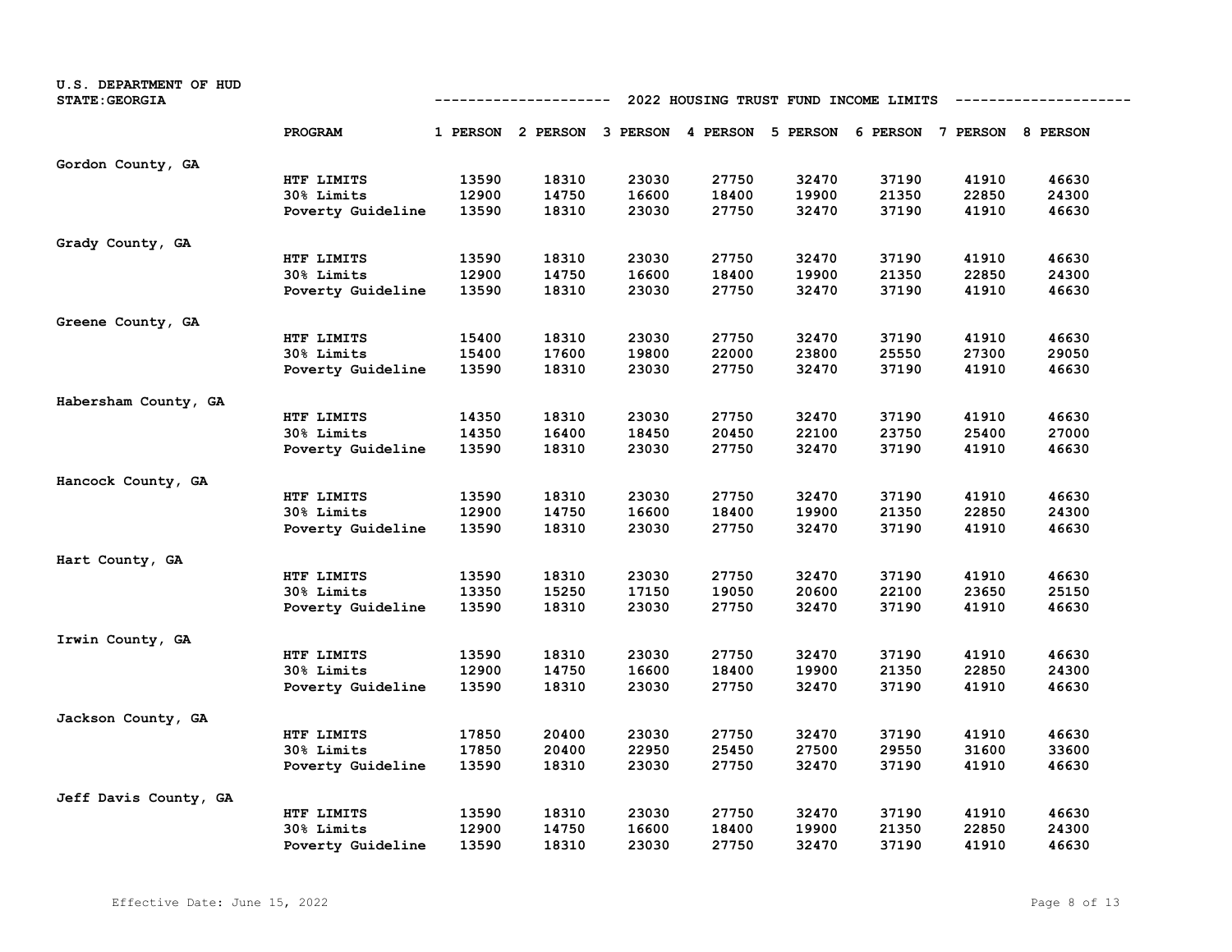U.S. DEPARTMENT OF HUD
STATE:GEORGIA

## 2022 HOUSING TRUST FUND INCOME LIMITS

| | PROGRAM | 1 PERSON | 2 PERSON | 3 PERSON | 4 PERSON | 5 PERSON | 6 PERSON | 7 PERSON | 8 PERSON |
|---|---|---|---|---|---|---|---|---|---|
| Gordon County, GA | | | | | | | | | |
| | HTF LIMITS | 13590 | 18310 | 23030 | 27750 | 32470 | 37190 | 41910 | 46630 |
| | 30% Limits | 12900 | 14750 | 16600 | 18400 | 19900 | 21350 | 22850 | 24300 |
| | Poverty Guideline | 13590 | 18310 | 23030 | 27750 | 32470 | 37190 | 41910 | 46630 |
| Grady County, GA | | | | | | | | | |
| | HTF LIMITS | 13590 | 18310 | 23030 | 27750 | 32470 | 37190 | 41910 | 46630 |
| | 30% Limits | 12900 | 14750 | 16600 | 18400 | 19900 | 21350 | 22850 | 24300 |
| | Poverty Guideline | 13590 | 18310 | 23030 | 27750 | 32470 | 37190 | 41910 | 46630 |
| Greene County, GA | | | | | | | | | |
| | HTF LIMITS | 15400 | 18310 | 23030 | 27750 | 32470 | 37190 | 41910 | 46630 |
| | 30% Limits | 15400 | 17600 | 19800 | 22000 | 23800 | 25550 | 27300 | 29050 |
| | Poverty Guideline | 13590 | 18310 | 23030 | 27750 | 32470 | 37190 | 41910 | 46630 |
| Habersham County, GA | | | | | | | | | |
| | HTF LIMITS | 14350 | 18310 | 23030 | 27750 | 32470 | 37190 | 41910 | 46630 |
| | 30% Limits | 14350 | 16400 | 18450 | 20450 | 22100 | 23750 | 25400 | 27000 |
| | Poverty Guideline | 13590 | 18310 | 23030 | 27750 | 32470 | 37190 | 41910 | 46630 |
| Hancock County, GA | | | | | | | | | |
| | HTF LIMITS | 13590 | 18310 | 23030 | 27750 | 32470 | 37190 | 41910 | 46630 |
| | 30% Limits | 12900 | 14750 | 16600 | 18400 | 19900 | 21350 | 22850 | 24300 |
| | Poverty Guideline | 13590 | 18310 | 23030 | 27750 | 32470 | 37190 | 41910 | 46630 |
| Hart County, GA | | | | | | | | | |
| | HTF LIMITS | 13590 | 18310 | 23030 | 27750 | 32470 | 37190 | 41910 | 46630 |
| | 30% Limits | 13350 | 15250 | 17150 | 19050 | 20600 | 22100 | 23650 | 25150 |
| | Poverty Guideline | 13590 | 18310 | 23030 | 27750 | 32470 | 37190 | 41910 | 46630 |
| Irwin County, GA | | | | | | | | | |
| | HTF LIMITS | 13590 | 18310 | 23030 | 27750 | 32470 | 37190 | 41910 | 46630 |
| | 30% Limits | 12900 | 14750 | 16600 | 18400 | 19900 | 21350 | 22850 | 24300 |
| | Poverty Guideline | 13590 | 18310 | 23030 | 27750 | 32470 | 37190 | 41910 | 46630 |
| Jackson County, GA | | | | | | | | | |
| | HTF LIMITS | 17850 | 20400 | 23030 | 27750 | 32470 | 37190 | 41910 | 46630 |
| | 30% Limits | 17850 | 20400 | 22950 | 25450 | 27500 | 29550 | 31600 | 33600 |
| | Poverty Guideline | 13590 | 18310 | 23030 | 27750 | 32470 | 37190 | 41910 | 46630 |
| Jeff Davis County, GA | | | | | | | | | |
| | HTF LIMITS | 13590 | 18310 | 23030 | 27750 | 32470 | 37190 | 41910 | 46630 |
| | 30% Limits | 12900 | 14750 | 16600 | 18400 | 19900 | 21350 | 22850 | 24300 |
| | Poverty Guideline | 13590 | 18310 | 23030 | 27750 | 32470 | 37190 | 41910 | 46630 |

Effective Date: June 15, 2022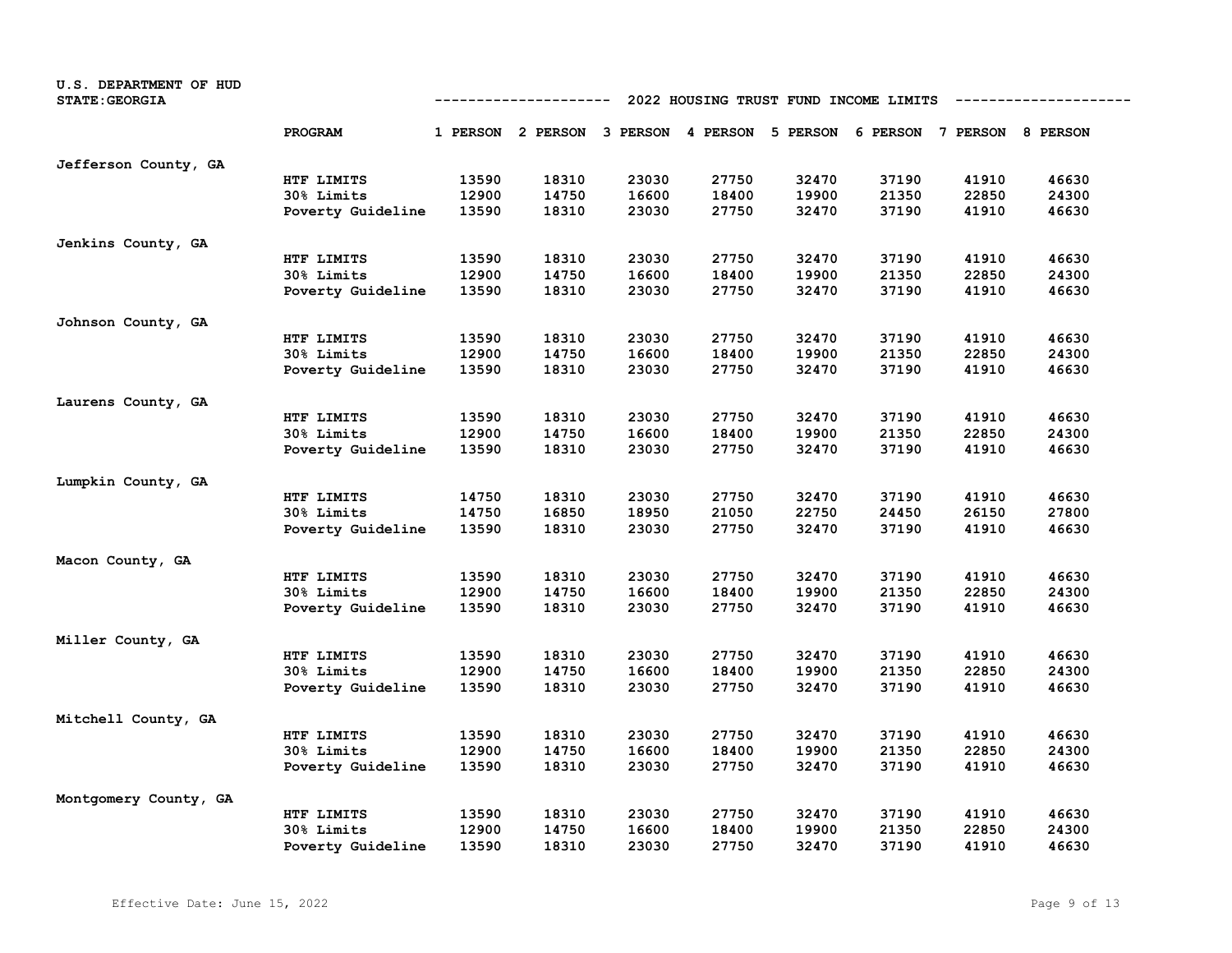U.S. DEPARTMENT OF HUD
STATE:GEORGIA

## 2022 HOUSING TRUST FUND INCOME LIMITS

| | PROGRAM | 1 PERSON | 2 PERSON | 3 PERSON | 4 PERSON | 5 PERSON | 6 PERSON | 7 PERSON | 8 PERSON |
|---|---|---|---|---|---|---|---|---|---|
| Jefferson County, GA | | | | | | | | | |
| | HTF LIMITS | 13590 | 18310 | 23030 | 27750 | 32470 | 37190 | 41910 | 46630 |
| | 30% Limits | 12900 | 14750 | 16600 | 18400 | 19900 | 21350 | 22850 | 24300 |
| | Poverty Guideline | 13590 | 18310 | 23030 | 27750 | 32470 | 37190 | 41910 | 46630 |
| Jenkins County, GA | | | | | | | | | |
| | HTF LIMITS | 13590 | 18310 | 23030 | 27750 | 32470 | 37190 | 41910 | 46630 |
| | 30% Limits | 12900 | 14750 | 16600 | 18400 | 19900 | 21350 | 22850 | 24300 |
| | Poverty Guideline | 13590 | 18310 | 23030 | 27750 | 32470 | 37190 | 41910 | 46630 |
| Johnson County, GA | | | | | | | | | |
| | HTF LIMITS | 13590 | 18310 | 23030 | 27750 | 32470 | 37190 | 41910 | 46630 |
| | 30% Limits | 12900 | 14750 | 16600 | 18400 | 19900 | 21350 | 22850 | 24300 |
| | Poverty Guideline | 13590 | 18310 | 23030 | 27750 | 32470 | 37190 | 41910 | 46630 |
| Laurens County, GA | | | | | | | | | |
| | HTF LIMITS | 13590 | 18310 | 23030 | 27750 | 32470 | 37190 | 41910 | 46630 |
| | 30% Limits | 12900 | 14750 | 16600 | 18400 | 19900 | 21350 | 22850 | 24300 |
| | Poverty Guideline | 13590 | 18310 | 23030 | 27750 | 32470 | 37190 | 41910 | 46630 |
| Lumpkin County, GA | | | | | | | | | |
| | HTF LIMITS | 14750 | 18310 | 23030 | 27750 | 32470 | 37190 | 41910 | 46630 |
| | 30% Limits | 14750 | 16850 | 18950 | 21050 | 22750 | 24450 | 26150 | 27800 |
| | Poverty Guideline | 13590 | 18310 | 23030 | 27750 | 32470 | 37190 | 41910 | 46630 |
| Macon County, GA | | | | | | | | | |
| | HTF LIMITS | 13590 | 18310 | 23030 | 27750 | 32470 | 37190 | 41910 | 46630 |
| | 30% Limits | 12900 | 14750 | 16600 | 18400 | 19900 | 21350 | 22850 | 24300 |
| | Poverty Guideline | 13590 | 18310 | 23030 | 27750 | 32470 | 37190 | 41910 | 46630 |
| Miller County, GA | | | | | | | | | |
| | HTF LIMITS | 13590 | 18310 | 23030 | 27750 | 32470 | 37190 | 41910 | 46630 |
| | 30% Limits | 12900 | 14750 | 16600 | 18400 | 19900 | 21350 | 22850 | 24300 |
| | Poverty Guideline | 13590 | 18310 | 23030 | 27750 | 32470 | 37190 | 41910 | 46630 |
| Mitchell County, GA | | | | | | | | | |
| | HTF LIMITS | 13590 | 18310 | 23030 | 27750 | 32470 | 37190 | 41910 | 46630 |
| | 30% Limits | 12900 | 14750 | 16600 | 18400 | 19900 | 21350 | 22850 | 24300 |
| | Poverty Guideline | 13590 | 18310 | 23030 | 27750 | 32470 | 37190 | 41910 | 46630 |
| Montgomery County, GA | | | | | | | | | |
| | HTF LIMITS | 13590 | 18310 | 23030 | 27750 | 32470 | 37190 | 41910 | 46630 |
| | 30% Limits | 12900 | 14750 | 16600 | 18400 | 19900 | 21350 | 22850 | 24300 |
| | Poverty Guideline | 13590 | 18310 | 23030 | 27750 | 32470 | 37190 | 41910 | 46630 |

Effective Date: June 15, 2022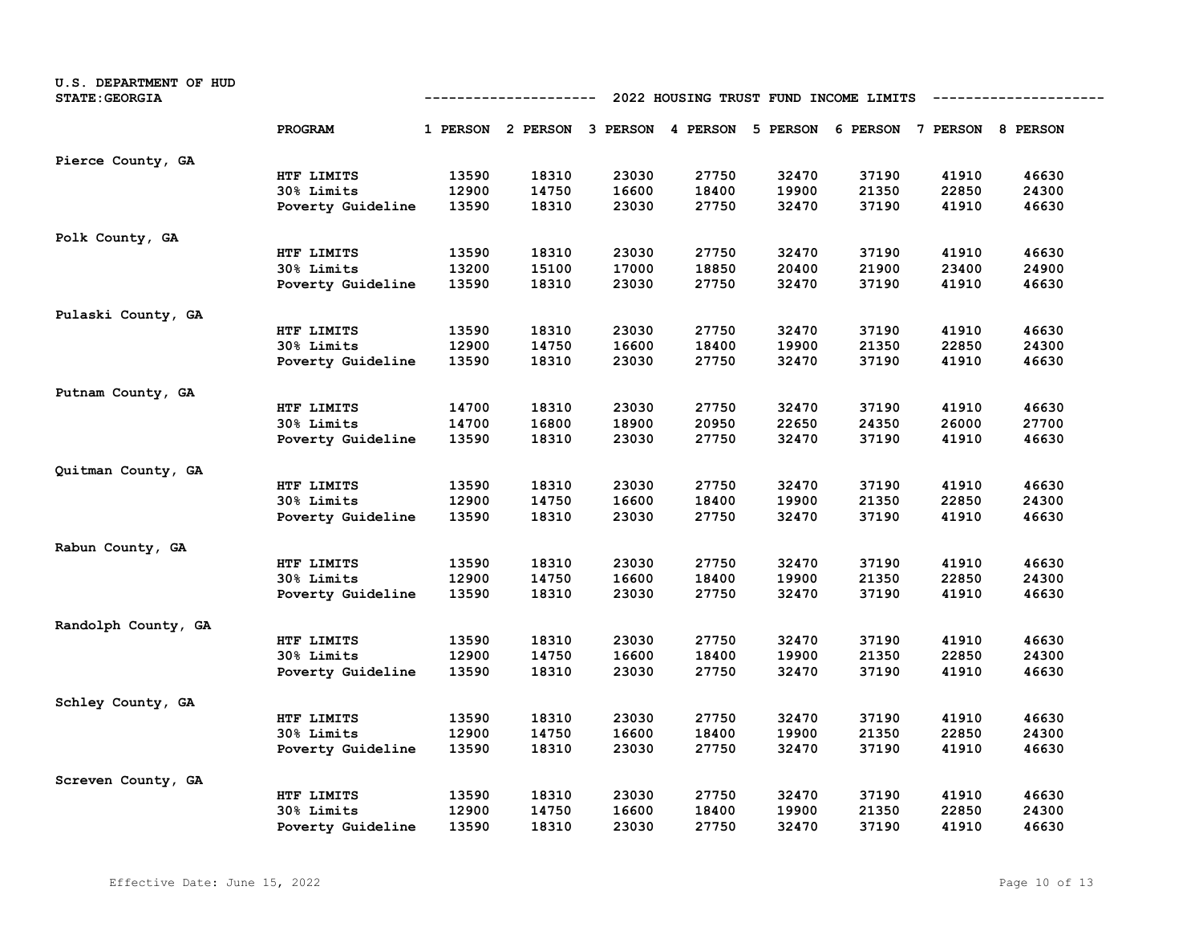U.S. DEPARTMENT OF HUD
STATE:GEORGIA

## 2022 HOUSING TRUST FUND INCOME LIMITS

| | PROGRAM | 1 PERSON | 2 PERSON | 3 PERSON | 4 PERSON | 5 PERSON | 6 PERSON | 7 PERSON | 8 PERSON |
|---|---|---|---|---|---|---|---|---|---|
| Pierce County, GA | | | | | | | | | |
| | HTF LIMITS | 13590 | 18310 | 23030 | 27750 | 32470 | 37190 | 41910 | 46630 |
| | 30% Limits | 12900 | 14750 | 16600 | 18400 | 19900 | 21350 | 22850 | 24300 |
| | Poverty Guideline | 13590 | 18310 | 23030 | 27750 | 32470 | 37190 | 41910 | 46630 |
| Polk County, GA | | | | | | | | | |
| | HTF LIMITS | 13590 | 18310 | 23030 | 27750 | 32470 | 37190 | 41910 | 46630 |
| | 30% Limits | 13200 | 15100 | 17000 | 18850 | 20400 | 21900 | 23400 | 24900 |
| | Poverty Guideline | 13590 | 18310 | 23030 | 27750 | 32470 | 37190 | 41910 | 46630 |
| Pulaski County, GA | | | | | | | | | |
| | HTF LIMITS | 13590 | 18310 | 23030 | 27750 | 32470 | 37190 | 41910 | 46630 |
| | 30% Limits | 12900 | 14750 | 16600 | 18400 | 19900 | 21350 | 22850 | 24300 |
| | Poverty Guideline | 13590 | 18310 | 23030 | 27750 | 32470 | 37190 | 41910 | 46630 |
| Putnam County, GA | | | | | | | | | |
| | HTF LIMITS | 14700 | 18310 | 23030 | 27750 | 32470 | 37190 | 41910 | 46630 |
| | 30% Limits | 14700 | 16800 | 18900 | 20950 | 22650 | 24350 | 26000 | 27700 |
| | Poverty Guideline | 13590 | 18310 | 23030 | 27750 | 32470 | 37190 | 41910 | 46630 |
| Quitman County, GA | | | | | | | | | |
| | HTF LIMITS | 13590 | 18310 | 23030 | 27750 | 32470 | 37190 | 41910 | 46630 |
| | 30% Limits | 12900 | 14750 | 16600 | 18400 | 19900 | 21350 | 22850 | 24300 |
| | Poverty Guideline | 13590 | 18310 | 23030 | 27750 | 32470 | 37190 | 41910 | 46630 |
| Rabun County, GA | | | | | | | | | |
| | HTF LIMITS | 13590 | 18310 | 23030 | 27750 | 32470 | 37190 | 41910 | 46630 |
| | 30% Limits | 12900 | 14750 | 16600 | 18400 | 19900 | 21350 | 22850 | 24300 |
| | Poverty Guideline | 13590 | 18310 | 23030 | 27750 | 32470 | 37190 | 41910 | 46630 |
| Randolph County, GA | | | | | | | | | |
| | HTF LIMITS | 13590 | 18310 | 23030 | 27750 | 32470 | 37190 | 41910 | 46630 |
| | 30% Limits | 12900 | 14750 | 16600 | 18400 | 19900 | 21350 | 22850 | 24300 |
| | Poverty Guideline | 13590 | 18310 | 23030 | 27750 | 32470 | 37190 | 41910 | 46630 |
| Schley County, GA | | | | | | | | | |
| | HTF LIMITS | 13590 | 18310 | 23030 | 27750 | 32470 | 37190 | 41910 | 46630 |
| | 30% Limits | 12900 | 14750 | 16600 | 18400 | 19900 | 21350 | 22850 | 24300 |
| | Poverty Guideline | 13590 | 18310 | 23030 | 27750 | 32470 | 37190 | 41910 | 46630 |
| Screven County, GA | | | | | | | | | |
| | HTF LIMITS | 13590 | 18310 | 23030 | 27750 | 32470 | 37190 | 41910 | 46630 |
| | 30% Limits | 12900 | 14750 | 16600 | 18400 | 19900 | 21350 | 22850 | 24300 |
| | Poverty Guideline | 13590 | 18310 | 23030 | 27750 | 32470 | 37190 | 41910 | 46630 |

Effective Date: June 15, 2022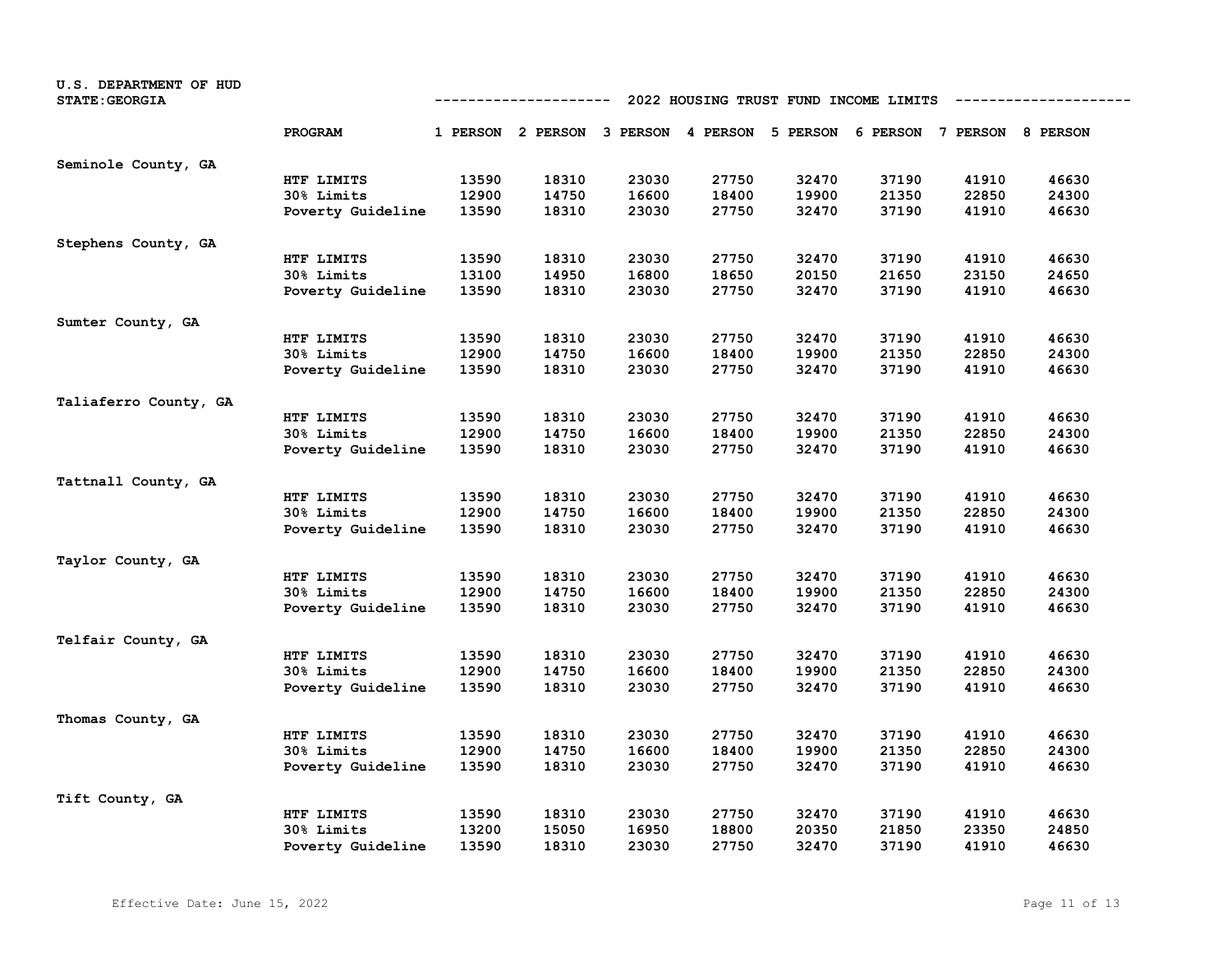U.S. DEPARTMENT OF HUD
STATE:GEORGIA

## 2022 HOUSING TRUST FUND INCOME LIMITS

| | PROGRAM | 1 PERSON | 2 PERSON | 3 PERSON | 4 PERSON | 5 PERSON | 6 PERSON | 7 PERSON | 8 PERSON |
|---|---|---|---|---|---|---|---|---|---|
| Seminole County, GA | | | | | | | | | |
| | HTF LIMITS | 13590 | 18310 | 23030 | 27750 | 32470 | 37190 | 41910 | 46630 |
| | 30% Limits | 12900 | 14750 | 16600 | 18400 | 19900 | 21350 | 22850 | 24300 |
| | Poverty Guideline | 13590 | 18310 | 23030 | 27750 | 32470 | 37190 | 41910 | 46630 |
| Stephens County, GA | | | | | | | | | |
| | HTF LIMITS | 13590 | 18310 | 23030 | 27750 | 32470 | 37190 | 41910 | 46630 |
| | 30% Limits | 13100 | 14950 | 16800 | 18650 | 20150 | 21650 | 23150 | 24650 |
| | Poverty Guideline | 13590 | 18310 | 23030 | 27750 | 32470 | 37190 | 41910 | 46630 |
| Sumter County, GA | | | | | | | | | |
| | HTF LIMITS | 13590 | 18310 | 23030 | 27750 | 32470 | 37190 | 41910 | 46630 |
| | 30% Limits | 12900 | 14750 | 16600 | 18400 | 19900 | 21350 | 22850 | 24300 |
| | Poverty Guideline | 13590 | 18310 | 23030 | 27750 | 32470 | 37190 | 41910 | 46630 |
| Taliaferro County, GA | | | | | | | | | |
| | HTF LIMITS | 13590 | 18310 | 23030 | 27750 | 32470 | 37190 | 41910 | 46630 |
| | 30% Limits | 12900 | 14750 | 16600 | 18400 | 19900 | 21350 | 22850 | 24300 |
| | Poverty Guideline | 13590 | 18310 | 23030 | 27750 | 32470 | 37190 | 41910 | 46630 |
| Tattnall County, GA | | | | | | | | | |
| | HTF LIMITS | 13590 | 18310 | 23030 | 27750 | 32470 | 37190 | 41910 | 46630 |
| | 30% Limits | 12900 | 14750 | 16600 | 18400 | 19900 | 21350 | 22850 | 24300 |
| | Poverty Guideline | 13590 | 18310 | 23030 | 27750 | 32470 | 37190 | 41910 | 46630 |
| Taylor County, GA | | | | | | | | | |
| | HTF LIMITS | 13590 | 18310 | 23030 | 27750 | 32470 | 37190 | 41910 | 46630 |
| | 30% Limits | 12900 | 14750 | 16600 | 18400 | 19900 | 21350 | 22850 | 24300 |
| | Poverty Guideline | 13590 | 18310 | 23030 | 27750 | 32470 | 37190 | 41910 | 46630 |
| Telfair County, GA | | | | | | | | | |
| | HTF LIMITS | 13590 | 18310 | 23030 | 27750 | 32470 | 37190 | 41910 | 46630 |
| | 30% Limits | 12900 | 14750 | 16600 | 18400 | 19900 | 21350 | 22850 | 24300 |
| | Poverty Guideline | 13590 | 18310 | 23030 | 27750 | 32470 | 37190 | 41910 | 46630 |
| Thomas County, GA | | | | | | | | | |
| | HTF LIMITS | 13590 | 18310 | 23030 | 27750 | 32470 | 37190 | 41910 | 46630 |
| | 30% Limits | 12900 | 14750 | 16600 | 18400 | 19900 | 21350 | 22850 | 24300 |
| | Poverty Guideline | 13590 | 18310 | 23030 | 27750 | 32470 | 37190 | 41910 | 46630 |
| Tift County, GA | | | | | | | | | |
| | HTF LIMITS | 13590 | 18310 | 23030 | 27750 | 32470 | 37190 | 41910 | 46630 |
| | 30% Limits | 13200 | 15050 | 16950 | 18800 | 20350 | 21850 | 23350 | 24850 |
| | Poverty Guideline | 13590 | 18310 | 23030 | 27750 | 32470 | 37190 | 41910 | 46630 |

Effective Date: June 15, 2022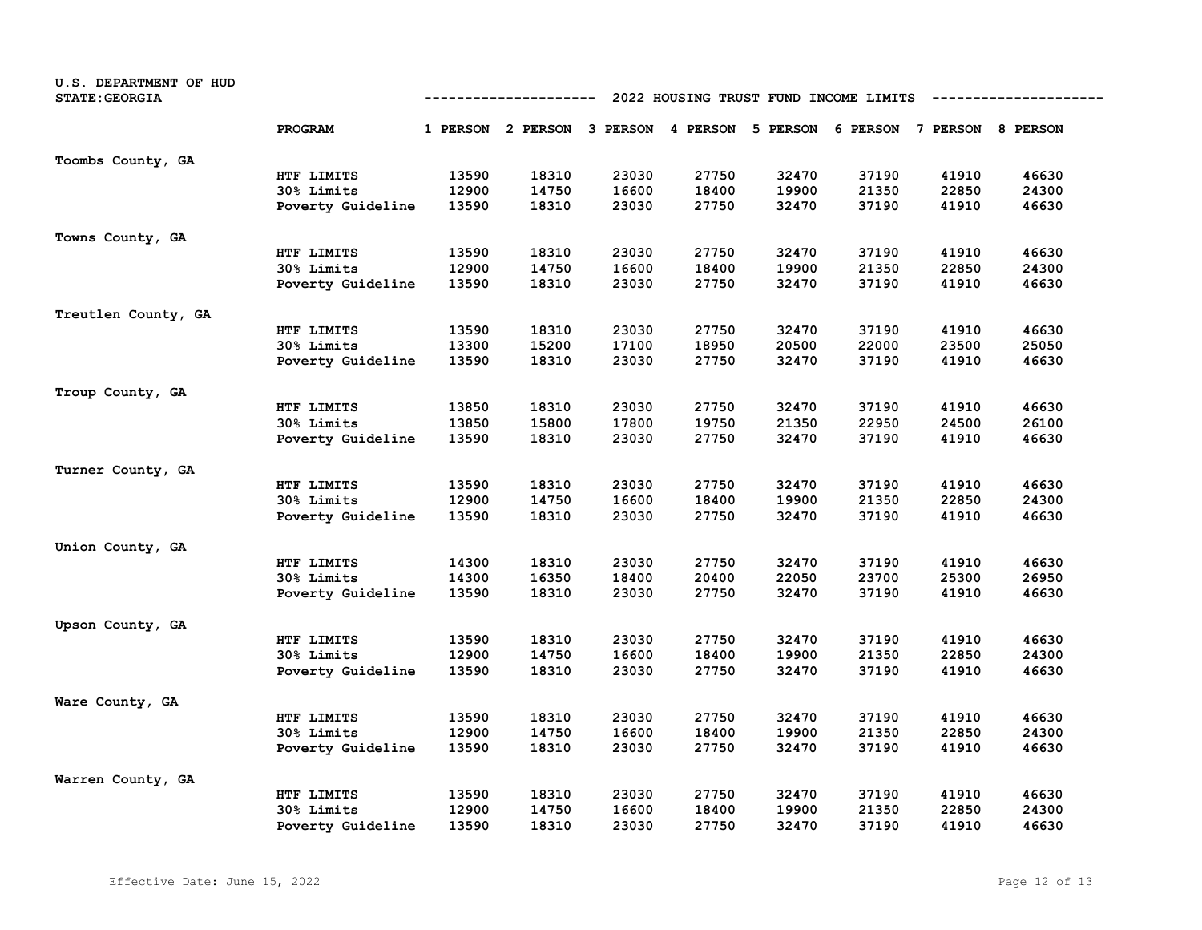U.S. DEPARTMENT OF HUD
STATE:GEORGIA

## 2022 HOUSING TRUST FUND INCOME LIMITS

| | PROGRAM | 1 PERSON | 2 PERSON | 3 PERSON | 4 PERSON | 5 PERSON | 6 PERSON | 7 PERSON | 8 PERSON |
|---|---|---|---|---|---|---|---|---|---|
| Toombs County, GA | | | | | | | | | |
| | HTF LIMITS | 13590 | 18310 | 23030 | 27750 | 32470 | 37190 | 41910 | 46630 |
| | 30% Limits | 12900 | 14750 | 16600 | 18400 | 19900 | 21350 | 22850 | 24300 |
| | Poverty Guideline | 13590 | 18310 | 23030 | 27750 | 32470 | 37190 | 41910 | 46630 |
| Towns County, GA | | | | | | | | | |
| | HTF LIMITS | 13590 | 18310 | 23030 | 27750 | 32470 | 37190 | 41910 | 46630 |
| | 30% Limits | 12900 | 14750 | 16600 | 18400 | 19900 | 21350 | 22850 | 24300 |
| | Poverty Guideline | 13590 | 18310 | 23030 | 27750 | 32470 | 37190 | 41910 | 46630 |
| Treutlen County, GA | | | | | | | | | |
| | HTF LIMITS | 13590 | 18310 | 23030 | 27750 | 32470 | 37190 | 41910 | 46630 |
| | 30% Limits | 13300 | 15200 | 17100 | 18950 | 20500 | 22000 | 23500 | 25050 |
| | Poverty Guideline | 13590 | 18310 | 23030 | 27750 | 32470 | 37190 | 41910 | 46630 |
| Troup County, GA | | | | | | | | | |
| | HTF LIMITS | 13850 | 18310 | 23030 | 27750 | 32470 | 37190 | 41910 | 46630 |
| | 30% Limits | 13850 | 15800 | 17800 | 19750 | 21350 | 22950 | 24500 | 26100 |
| | Poverty Guideline | 13590 | 18310 | 23030 | 27750 | 32470 | 37190 | 41910 | 46630 |
| Turner County, GA | | | | | | | | | |
| | HTF LIMITS | 13590 | 18310 | 23030 | 27750 | 32470 | 37190 | 41910 | 46630 |
| | 30% Limits | 12900 | 14750 | 16600 | 18400 | 19900 | 21350 | 22850 | 24300 |
| | Poverty Guideline | 13590 | 18310 | 23030 | 27750 | 32470 | 37190 | 41910 | 46630 |
| Union County, GA | | | | | | | | | |
| | HTF LIMITS | 14300 | 18310 | 23030 | 27750 | 32470 | 37190 | 41910 | 46630 |
| | 30% Limits | 14300 | 16350 | 18400 | 20400 | 22050 | 23700 | 25300 | 26950 |
| | Poverty Guideline | 13590 | 18310 | 23030 | 27750 | 32470 | 37190 | 41910 | 46630 |
| Upson County, GA | | | | | | | | | |
| | HTF LIMITS | 13590 | 18310 | 23030 | 27750 | 32470 | 37190 | 41910 | 46630 |
| | 30% Limits | 12900 | 14750 | 16600 | 18400 | 19900 | 21350 | 22850 | 24300 |
| | Poverty Guideline | 13590 | 18310 | 23030 | 27750 | 32470 | 37190 | 41910 | 46630 |
| Ware County, GA | | | | | | | | | |
| | HTF LIMITS | 13590 | 18310 | 23030 | 27750 | 32470 | 37190 | 41910 | 46630 |
| | 30% Limits | 12900 | 14750 | 16600 | 18400 | 19900 | 21350 | 22850 | 24300 |
| | Poverty Guideline | 13590 | 18310 | 23030 | 27750 | 32470 | 37190 | 41910 | 46630 |
| Warren County, GA | | | | | | | | | |
| | HTF LIMITS | 13590 | 18310 | 23030 | 27750 | 32470 | 37190 | 41910 | 46630 |
| | 30% Limits | 12900 | 14750 | 16600 | 18400 | 19900 | 21350 | 22850 | 24300 |
| | Poverty Guideline | 13590 | 18310 | 23030 | 27750 | 32470 | 37190 | 41910 | 46630 |

Effective Date: June 15, 2022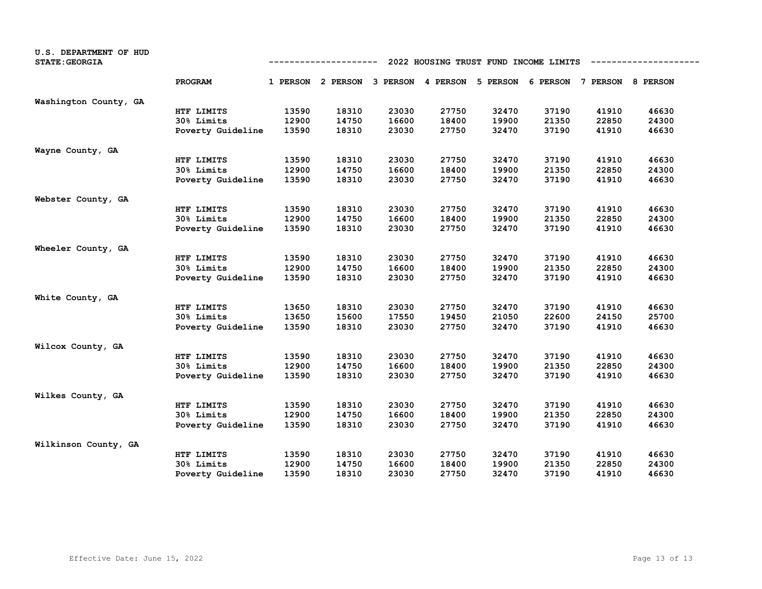U.S. DEPARTMENT OF HUD
STATE:GEORGIA

## 2022 HOUSING TRUST FUND INCOME LIMITS

| | PROGRAM | 1 PERSON | 2 PERSON | 3 PERSON | 4 PERSON | 5 PERSON | 6 PERSON | 7 PERSON | 8 PERSON |
|---|---|---|---|---|---|---|---|---|---|
| Washington County, GA | | | | | | | | | |
| | HTF LIMITS | 13590 | 18310 | 23030 | 27750 | 32470 | 37190 | 41910 | 46630 |
| | 30% Limits | 12900 | 14750 | 16600 | 18400 | 19900 | 21350 | 22850 | 24300 |
| | Poverty Guideline | 13590 | 18310 | 23030 | 27750 | 32470 | 37190 | 41910 | 46630 |
| Wayne County, GA | | | | | | | | | |
| | HTF LIMITS | 13590 | 18310 | 23030 | 27750 | 32470 | 37190 | 41910 | 46630 |
| | 30% Limits | 12900 | 14750 | 16600 | 18400 | 19900 | 21350 | 22850 | 24300 |
| | Poverty Guideline | 13590 | 18310 | 23030 | 27750 | 32470 | 37190 | 41910 | 46630 |
| Webster County, GA | | | | | | | | | |
| | HTF LIMITS | 13590 | 18310 | 23030 | 27750 | 32470 | 37190 | 41910 | 46630 |
| | 30% Limits | 12900 | 14750 | 16600 | 18400 | 19900 | 21350 | 22850 | 24300 |
| | Poverty Guideline | 13590 | 18310 | 23030 | 27750 | 32470 | 37190 | 41910 | 46630 |
| Wheeler County, GA | | | | | | | | | |
| | HTF LIMITS | 13590 | 18310 | 23030 | 27750 | 32470 | 37190 | 41910 | 46630 |
| | 30% Limits | 12900 | 14750 | 16600 | 18400 | 19900 | 21350 | 22850 | 24300 |
| | Poverty Guideline | 13590 | 18310 | 23030 | 27750 | 32470 | 37190 | 41910 | 46630 |
| White County, GA | | | | | | | | | |
| | HTF LIMITS | 13650 | 18310 | 23030 | 27750 | 32470 | 37190 | 41910 | 46630 |
| | 30% Limits | 13650 | 15600 | 17550 | 19450 | 21050 | 22600 | 24150 | 25700 |
| | Poverty Guideline | 13590 | 18310 | 23030 | 27750 | 32470 | 37190 | 41910 | 46630 |
| Wilcox County, GA | | | | | | | | | |
| | HTF LIMITS | 13590 | 18310 | 23030 | 27750 | 32470 | 37190 | 41910 | 46630 |
| | 30% Limits | 12900 | 14750 | 16600 | 18400 | 19900 | 21350 | 22850 | 24300 |
| | Poverty Guideline | 13590 | 18310 | 23030 | 27750 | 32470 | 37190 | 41910 | 46630 |
| Wilkes County, GA | | | | | | | | | |
| | HTF LIMITS | 13590 | 18310 | 23030 | 27750 | 32470 | 37190 | 41910 | 46630 |
| | 30% Limits | 12900 | 14750 | 16600 | 18400 | 19900 | 21350 | 22850 | 24300 |
| | Poverty Guideline | 13590 | 18310 | 23030 | 27750 | 32470 | 37190 | 41910 | 46630 |
| Wilkinson County, GA | | | | | | | | | |
| | HTF LIMITS | 13590 | 18310 | 23030 | 27750 | 32470 | 37190 | 41910 | 46630 |
| | 30% Limits | 12900 | 14750 | 16600 | 18400 | 19900 | 21350 | 22850 | 24300 |
| | Poverty Guideline | 13590 | 18310 | 23030 | 27750 | 32470 | 37190 | 41910 | 46630 |

Effective Date: June 15, 2022